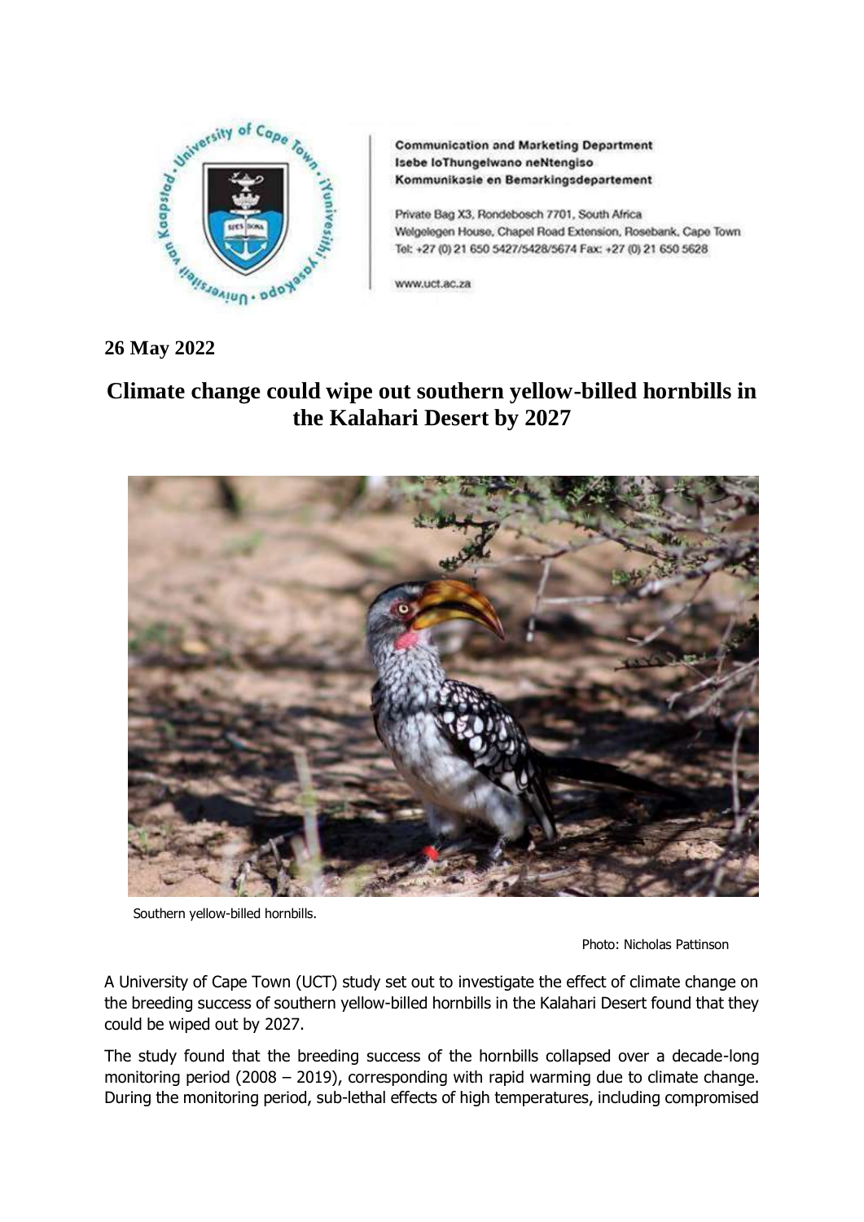Communication and Marketing Department
Isebe loThungelwano neNtengiso
Kommunikasie en Bemarkingsdepartement

Private Bag X3, Rondebosch 7701, South Africa
Welgelegen House, Chapel Road Extension, Rosebank, Cape Town
Tel: +27 (0) 21 650 5427/5428/5674 Fax: +27 (0) 21 650 5628

www.uct.ac.za

**26 May 2022**

# Climate change could wipe out southern yellow-billed hornbills in the Kalahari Desert by 2027

Southern yellow-billed hornbills.

Photo: Nicholas Pattinson

A University of Cape Town (UCT) study set out to investigate the effect of climate change on the breeding success of southern yellow-billed hornbills in the Kalahari Desert found that they could be wiped out by 2027.

The study found that the breeding success of the hornbills collapsed over a decade-long monitoring period (2008 – 2019), corresponding with rapid warming due to climate change. During the monitoring period, sub-lethal effects of high temperatures, including compromised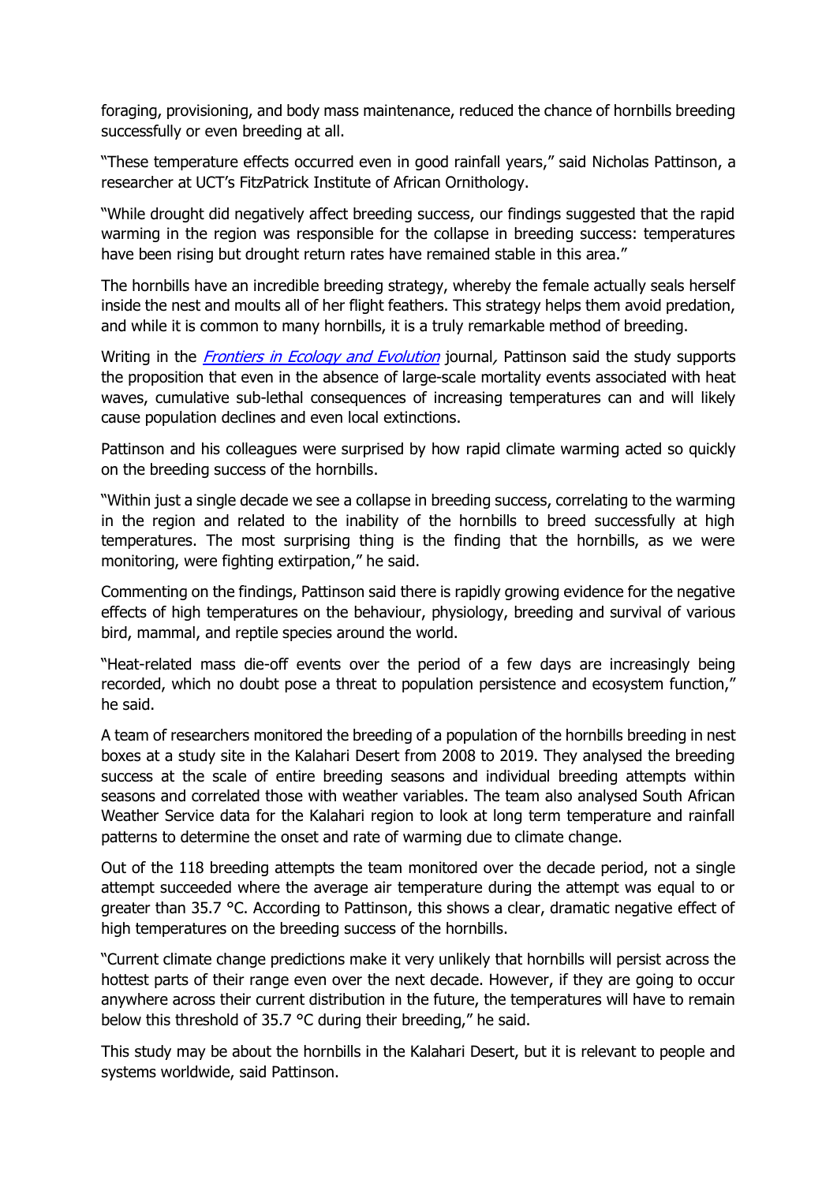foraging, provisioning, and body mass maintenance, reduced the chance of hornbills breeding successfully or even breeding at all.

"These temperature effects occurred even in good rainfall years," said Nicholas Pattinson, a researcher at UCT's FitzPatrick Institute of African Ornithology.

"While drought did negatively affect breeding success, our findings suggested that the rapid warming in the region was responsible for the collapse in breeding success: temperatures have been rising but drought return rates have remained stable in this area."

The hornbills have an incredible breeding strategy, whereby the female actually seals herself inside the nest and moults all of her flight feathers. This strategy helps them avoid predation, and while it is common to many hornbills, it is a truly remarkable method of breeding.

Writing in the *Frontiers in Ecology and Evolution* journal*,* Pattinson said the study supports the proposition that even in the absence of large-scale mortality events associated with heat waves, cumulative sub-lethal consequences of increasing temperatures can and will likely cause population declines and even local extinctions.

Pattinson and his colleagues were surprised by how rapid climate warming acted so quickly on the breeding success of the hornbills.

"Within just a single decade we see a collapse in breeding success, correlating to the warming in the region and related to the inability of the hornbills to breed successfully at high temperatures. The most surprising thing is the finding that the hornbills, as we were monitoring, were fighting extirpation," he said.

Commenting on the findings, Pattinson said there is rapidly growing evidence for the negative effects of high temperatures on the behaviour, physiology, breeding and survival of various bird, mammal, and reptile species around the world.

"Heat-related mass die-off events over the period of a few days are increasingly being recorded, which no doubt pose a threat to population persistence and ecosystem function," he said.

A team of researchers monitored the breeding of a population of the hornbills breeding in nest boxes at a study site in the Kalahari Desert from 2008 to 2019. They analysed the breeding success at the scale of entire breeding seasons and individual breeding attempts within seasons and correlated those with weather variables. The team also analysed South African Weather Service data for the Kalahari region to look at long term temperature and rainfall patterns to determine the onset and rate of warming due to climate change.

Out of the 118 breeding attempts the team monitored over the decade period, not a single attempt succeeded where the average air temperature during the attempt was equal to or greater than 35.7 °C. According to Pattinson, this shows a clear, dramatic negative effect of high temperatures on the breeding success of the hornbills.

"Current climate change predictions make it very unlikely that hornbills will persist across the hottest parts of their range even over the next decade. However, if they are going to occur anywhere across their current distribution in the future, the temperatures will have to remain below this threshold of 35.7 °C during their breeding," he said.

This study may be about the hornbills in the Kalahari Desert, but it is relevant to people and systems worldwide, said Pattinson.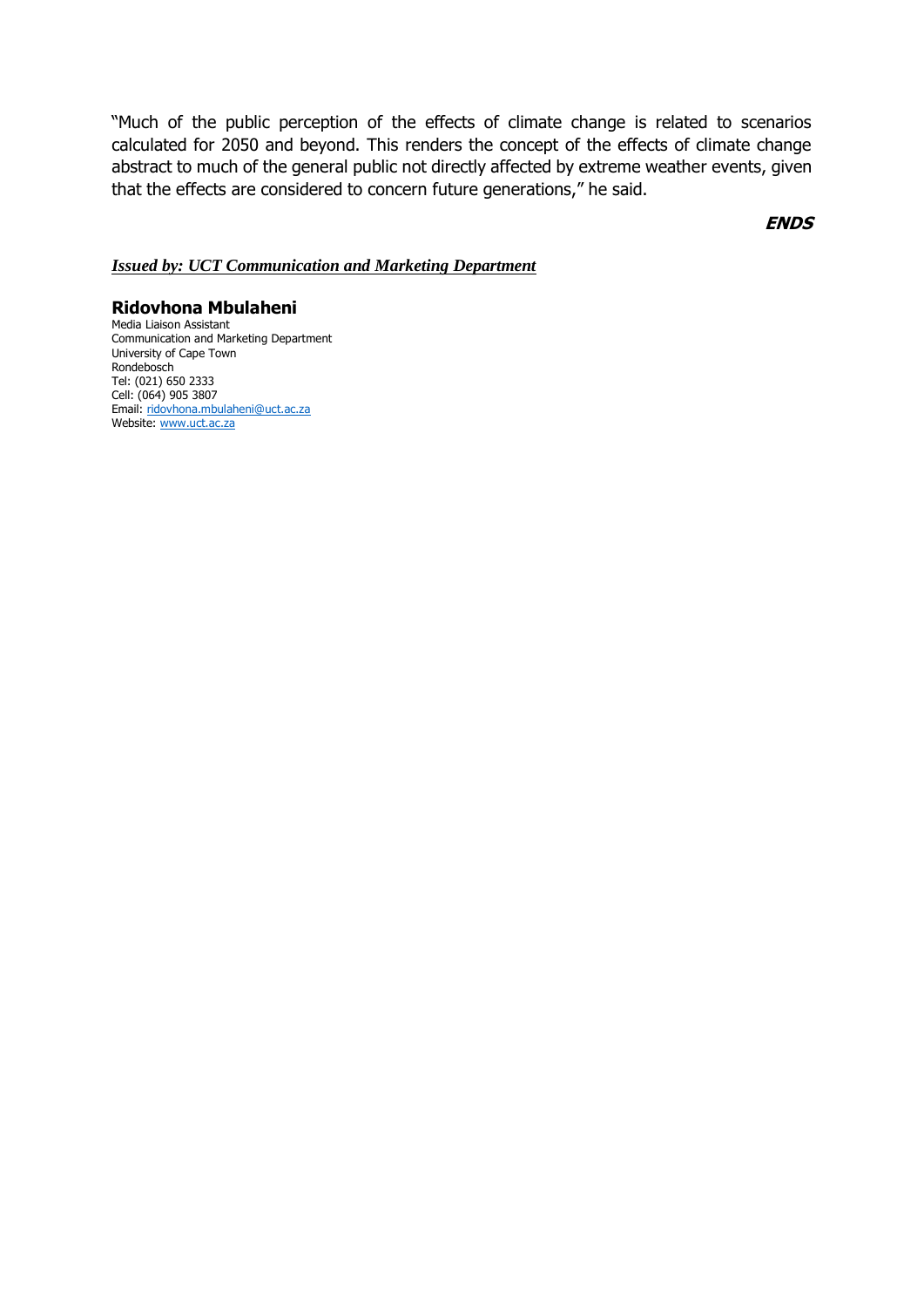"Much of the public perception of the effects of climate change is related to scenarios calculated for 2050 and beyond. This renders the concept of the effects of climate change abstract to much of the general public not directly affected by extreme weather events, given that the effects are considered to concern future generations," he said.

***ENDS***

***Issued by: UCT Communication and Marketing Department***

**Ridovhona Mbulaheni**
Media Liaison Assistant
Communication and Marketing Department
University of Cape Town
Rondebosch
Tel: (021) 650 2333
Cell: (064) 905 3807
Email: ridovhona.mbulaheni@uct.ac.za
Website: www.uct.ac.za